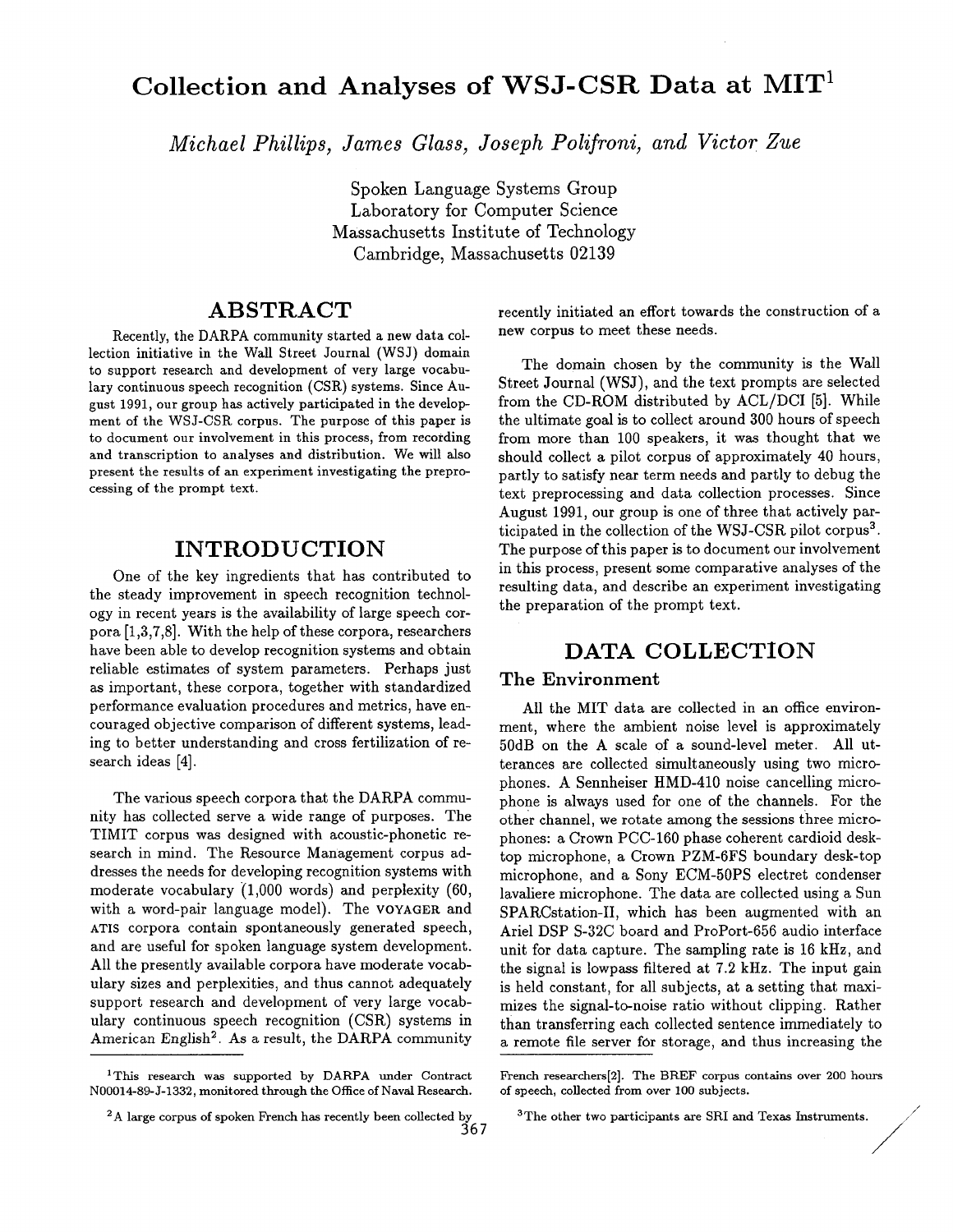# Collection and Analyses of WSJ-CSR Data at MIT[1]

*Michael Phillips, James Glass, Joseph Polifroni, and Victor Zue*

Spoken Language Systems Group
Laboratory for Computer Science
Massachusetts Institute of Technology
Cambridge, Massachusetts 02139

## ABSTRACT

Recently, the DARPA community started a new data collection initiative in the Wall Street Journal (WSJ) domain to support research and development of very large vocabulary continuous speech recognition (CSR) systems. Since August 1991, our group has actively participated in the development of the WSJ-CSR corpus. The purpose of this paper is to document our involvement in this process, from recording and transcription to analyses and distribution. We will also present the results of an experiment investigating the preprocessing of the prompt text.

## INTRODUCTION

One of the key ingredients that has contributed to the steady improvement in speech recognition technology in recent years is the availability of large speech corpora [1,3,7,8]. With the help of these corpora, researchers have been able to develop recognition systems and obtain reliable estimates of system parameters. Perhaps just as important, these corpora, together with standardized performance evaluation procedures and metrics, have encouraged objective comparison of different systems, leading to better understanding and cross fertilization of research ideas [4].

The various speech corpora that the DARPA community has collected serve a wide range of purposes. The TIMIT corpus was designed with acoustic-phonetic research in mind. The Resource Management corpus addresses the needs for developing recognition systems with moderate vocabulary (1,000 words) and perplexity (60, with a word-pair language model). The VOYAGER and ATIS corpora contain spontaneously generated speech, and are useful for spoken language system development. All the presently available corpora have moderate vocabulary sizes and perplexities, and thus cannot adequately support research and development of very large vocabulary continuous speech recognition (CSR) systems in American English[2]. As a result, the DARPA community recently initiated an effort towards the construction of a new corpus to meet these needs.

The domain chosen by the community is the Wall Street Journal (WSJ), and the text prompts are selected from the CD-ROM distributed by ACL/DCI [5]. While the ultimate goal is to collect around 300 hours of speech from more than 100 speakers, it was thought that we should collect a pilot corpus of approximately 40 hours, partly to satisfy near term needs and partly to debug the text preprocessing and data collection processes. Since August 1991, our group is one of three that actively participated in the collection of the WSJ-CSR pilot corpus[3]. The purpose of this paper is to document our involvement in this process, present some comparative analyses of the resulting data, and describe an experiment investigating the preparation of the prompt text.

## DATA COLLECTION

### The Environment

All the MIT data are collected in an office environment, where the ambient noise level is approximately 50dB on the A scale of a sound-level meter. All utterances are collected simultaneously using two microphones. A Sennheiser HMD-410 noise cancelling microphone is always used for one of the channels. For the other channel, we rotate among the sessions three microphones: a Crown PCC-160 phase coherent cardioid desktop microphone, a Crown PZM-6FS boundary desk-top microphone, and a Sony ECM-50PS electret condenser lavaliere microphone. The data are collected using a Sun SPARCstation-II, which has been augmented with an Ariel DSP S-32C board and ProPort-656 audio interface unit for data capture. The sampling rate is 16 kHz, and the signal is lowpass filtered at 7.2 kHz. The input gain is held constant, for all subjects, at a setting that maximizes the signal-to-noise ratio without clipping. Rather than transferring each collected sentence immediately to a remote file server for storage, and thus increasing the

---

[1] This research was supported by DARPA under Contract N00014-89-J-1332, monitored through the Office of Naval Research.

[2] A large corpus of spoken French has recently been collected by French researchers[2]. The BREF corpus contains over 200 hours of speech, collected from over 100 subjects.

[3] The other two participants are SRI and Texas Instruments.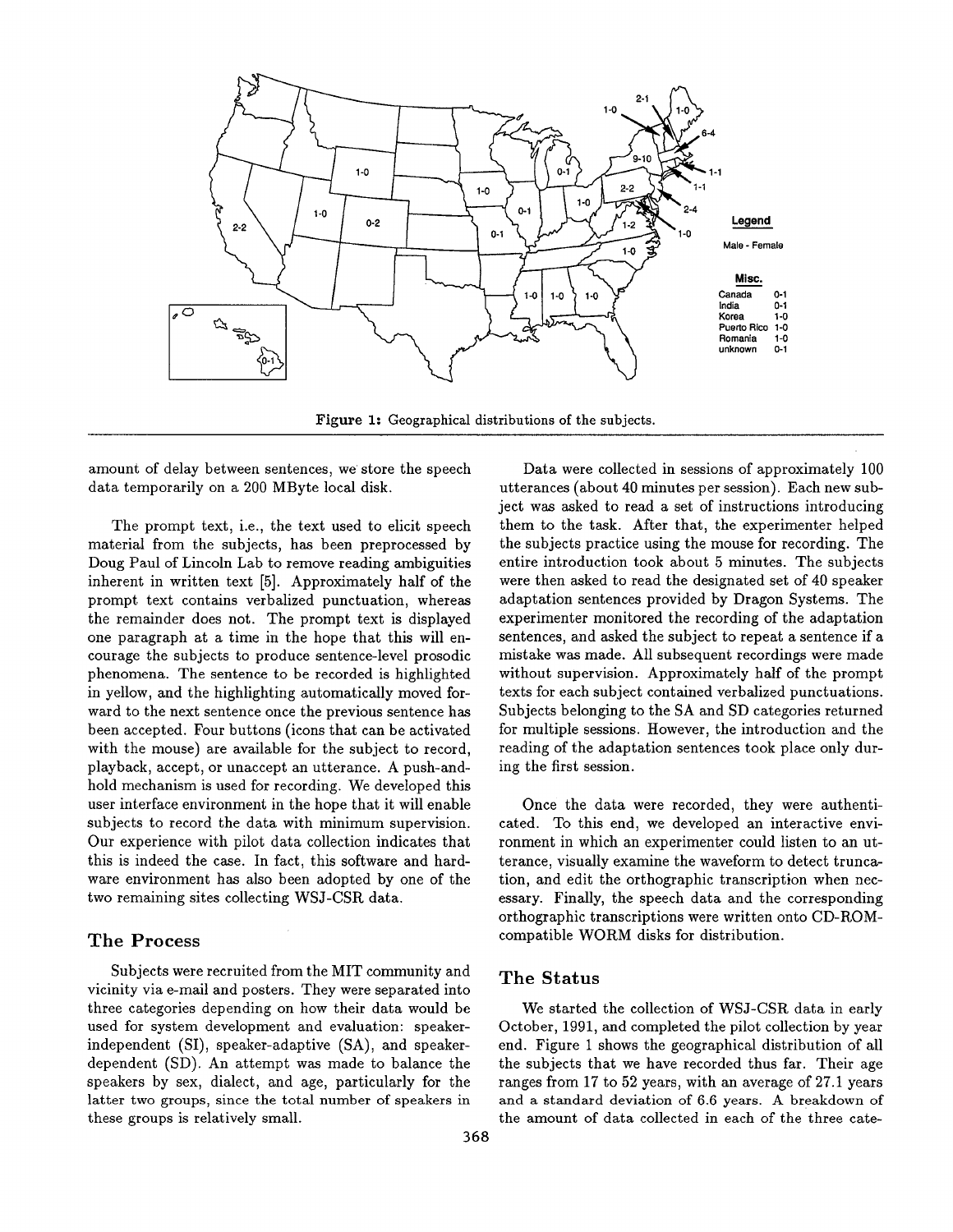Figure 1: Geographical distributions of the subjects.

amount of delay between sentences, we store the speech data temporarily on a 200 MByte local disk.

The prompt text, i.e., the text used to elicit speech material from the subjects, has been preprocessed by Doug Paul of Lincoln Lab to remove reading ambiguities inherent in written text [5]. Approximately half of the prompt text contains verbalized punctuation, whereas the remainder does not. The prompt text is displayed one paragraph at a time in the hope that this will encourage the subjects to produce sentence-level prosodic phenomena. The sentence to be recorded is highlighted in yellow, and the highlighting automatically moved forward to the next sentence once the previous sentence has been accepted. Four buttons (icons that can be activated with the mouse) are available for the subject to record, playback, accept, or unaccept an utterance. A push-and-hold mechanism is used for recording. We developed this user interface environment in the hope that it will enable subjects to record the data with minimum supervision. Our experience with pilot data collection indicates that this is indeed the case. In fact, this software and hardware environment has also been adopted by one of the two remaining sites collecting WSJ-CSR data.

## The Process

Subjects were recruited from the MIT community and vicinity via e-mail and posters. They were separated into three categories depending on how their data would be used for system development and evaluation: speaker-independent (SI), speaker-adaptive (SA), and speaker-dependent (SD). An attempt was made to balance the speakers by sex, dialect, and age, particularly for the latter two groups, since the total number of speakers in these groups is relatively small.

Data were collected in sessions of approximately 100 utterances (about 40 minutes per session). Each new subject was asked to read a set of instructions introducing them to the task. After that, the experimenter helped the subjects practice using the mouse for recording. The entire introduction took about 5 minutes. The subjects were then asked to read the designated set of 40 speaker adaptation sentences provided by Dragon Systems. The experimenter monitored the recording of the adaptation sentences, and asked the subject to repeat a sentence if a mistake was made. All subsequent recordings were made without supervision. Approximately half of the prompt texts for each subject contained verbalized punctuations. Subjects belonging to the SA and SD categories returned for multiple sessions. However, the introduction and the reading of the adaptation sentences took place only during the first session.

Once the data were recorded, they were authenticated. To this end, we developed an interactive environment in which an experimenter could listen to an utterance, visually examine the waveform to detect truncation, and edit the orthographic transcription when necessary. Finally, the speech data and the corresponding orthographic transcriptions were written onto CD-ROM-compatible WORM disks for distribution.

## The Status

We started the collection of WSJ-CSR data in early October, 1991, and completed the pilot collection by year end. Figure 1 shows the geographical distribution of all the subjects that we have recorded thus far. Their age ranges from 17 to 52 years, with an average of 27.1 years and a standard deviation of 6.6 years. A breakdown of the amount of data collected in each of the three cate-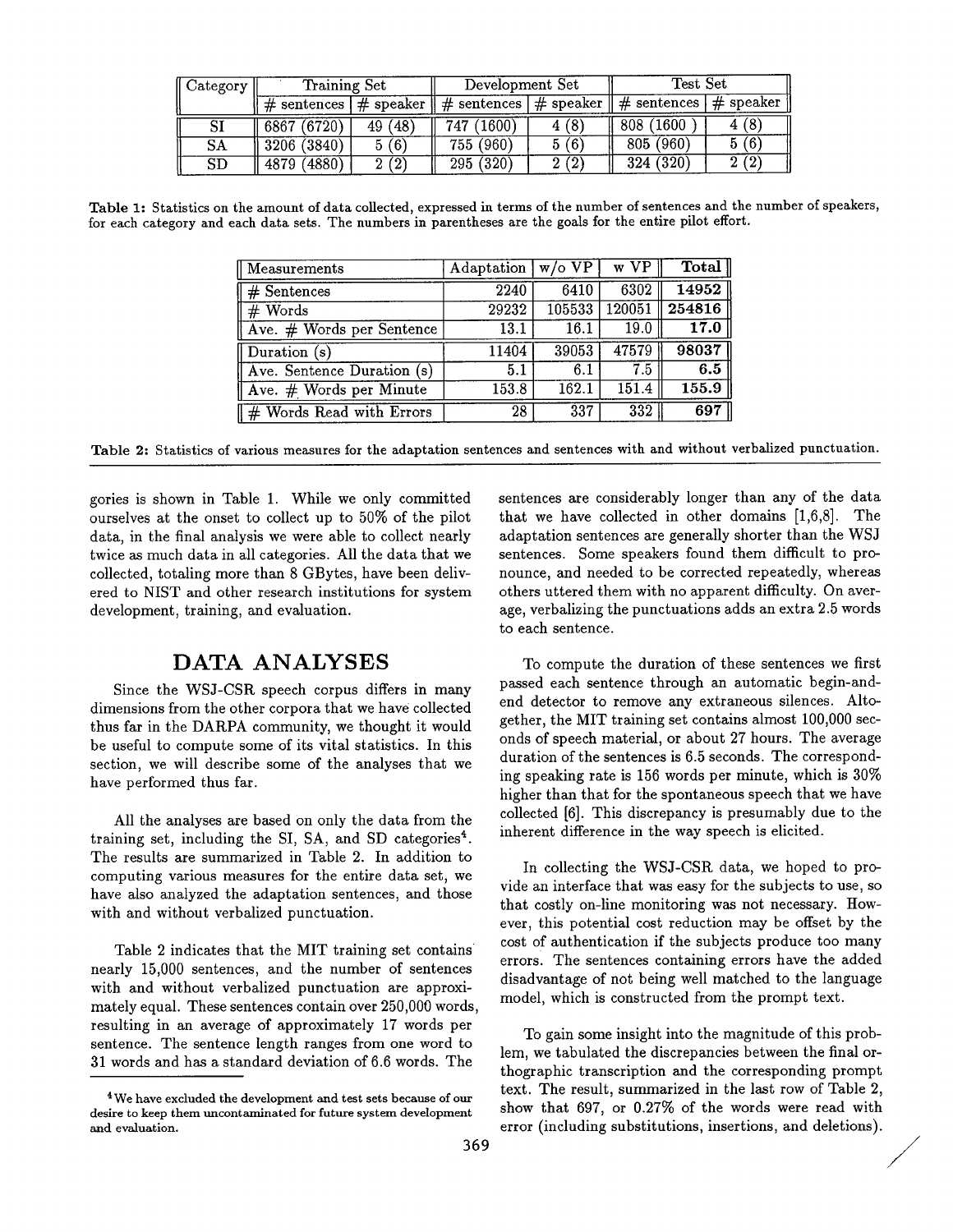| Category | Training Set | | Development Set | | Test Set | |
|---|---|---|---|---|---|---|
| | # sentences | # speaker | # sentences | # speaker | # sentences | # speaker |
| SI | 6867 (6720) | 49 (48) | 747 (1600) | 4 (8) | 808 (1600 ) | 4 (8) |
| SA | 3206 (3840) | 5 (6) | 755 (960) | 5 (6) | 805 (960) | 5 (6) |
| SD | 4879 (4880) | 2 (2) | 295 (320) | 2 (2) | 324 (320) | 2 (2) |

**Table 1:** Statistics on the amount of data collected, expressed in terms of the number of sentences and the number of speakers, for each category and each data sets. The numbers in parentheses are the goals for the entire pilot effort.

| Measurements | Adaptation | w/o VP | w VP | **Total** |
|---|---|---|---|---|
| # Sentences | 2240 | 6410 | 6302 | **14952** |
| # Words | 29232 | 105533 | 120051 | **254816** |
| Ave. # Words per Sentence | 13.1 | 16.1 | 19.0 | **17.0** |
| Duration (s) | 11404 | 39053 | 47579 | **98037** |
| Ave. Sentence Duration (s) | 5.1 | 6.1 | 7.5 | **6.5** |
| Ave. # Words per Minute | 153.8 | 162.1 | 151.4 | **155.9** |
| # Words Read with Errors | 28 | 337 | 332 | **697** |

**Table 2:** Statistics of various measures for the adaptation sentences and sentences with and without verbalized punctuation.

gories is shown in Table 1. While we only committed ourselves at the onset to collect up to 50% of the pilot data, in the final analysis we were able to collect nearly twice as much data in all categories. All the data that we collected, totaling more than 8 GBytes, have been delivered to NIST and other research institutions for system development, training, and evaluation.

## DATA ANALYSES

Since the WSJ-CSR speech corpus differs in many dimensions from the other corpora that we have collected thus far in the DARPA community, we thought it would be useful to compute some of its vital statistics. In this section, we will describe some of the analyses that we have performed thus far.

All the analyses are based on only the data from the training set, including the SI, SA, and SD categories[4]. The results are summarized in Table 2. In addition to computing various measures for the entire data set, we have also analyzed the adaptation sentences, and those with and without verbalized punctuation.

Table 2 indicates that the MIT training set contains nearly 15,000 sentences, and the number of sentences with and without verbalized punctuation are approximately equal. These sentences contain over 250,000 words, resulting in an average of approximately 17 words per sentence. The sentence length ranges from one word to 31 words and has a standard deviation of 6.6 words. The sentences are considerably longer than any of the data that we have collected in other domains [1,6,8]. The adaptation sentences are generally shorter than the WSJ sentences. Some speakers found them difficult to pronounce, and needed to be corrected repeatedly, whereas others uttered them with no apparent difficulty. On average, verbalizing the punctuations adds an extra 2.5 words to each sentence.

To compute the duration of these sentences we first passed each sentence through an automatic begin-and-end detector to remove any extraneous silences. Altogether, the MIT training set contains almost 100,000 seconds of speech material, or about 27 hours. The average duration of the sentences is 6.5 seconds. The corresponding speaking rate is 156 words per minute, which is 30% higher than that for the spontaneous speech that we have collected [6]. This discrepancy is presumably due to the inherent difference in the way speech is elicited.

In collecting the WSJ-CSR data, we hoped to provide an interface that was easy for the subjects to use, so that costly on-line monitoring was not necessary. However, this potential cost reduction may be offset by the cost of authentication if the subjects produce too many errors. The sentences containing errors have the added disadvantage of not being well matched to the language model, which is constructed from the prompt text.

To gain some insight into the magnitude of this problem, we tabulated the discrepancies between the final orthographic transcription and the corresponding prompt text. The result, summarized in the last row of Table 2, show that 697, or 0.27% of the words were read with error (including substitutions, insertions, and deletions).

[4] We have excluded the development and test sets because of our desire to keep them uncontaminated for future system development and evaluation.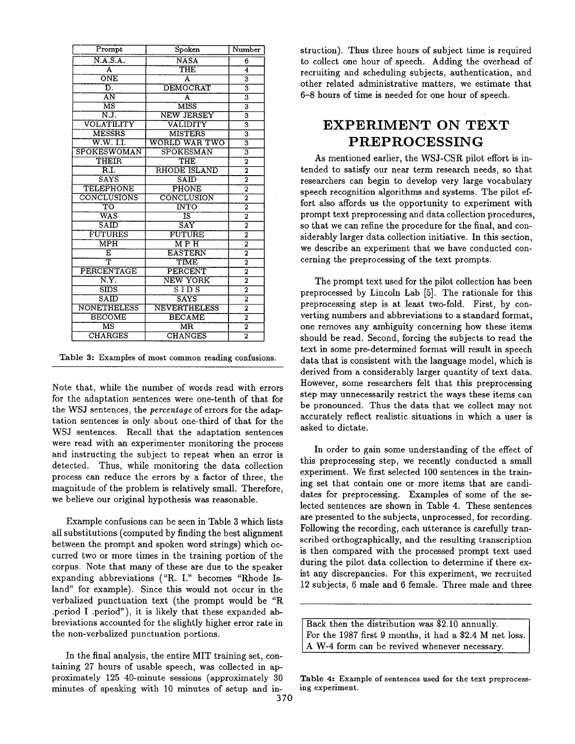| Prompt | Spoken | Number |
|---|---|---|
| N.A.S.A. | NASA | 6 |
| A | THE | 4 |
| ONE | A | 3 |
| D. | DEMOCRAT | 3 |
| AN | A | 3 |
| MS | MISS | 3 |
| N.J. | NEW JERSEY | 3 |
| VOLATILITY | VALIDITY | 3 |
| MESSRS | MISTERS | 3 |
| W.W. I.I. | WORLD WAR TWO | 3 |
| SPOKESWOMAN | SPOKESMAN | 3 |
| THEIR | THE | 2 |
| R.I. | RHODE ISLAND | 2 |
| SAYS | SAID | 2 |
| TELEPHONE | PHONE | 2 |
| CONCLUSIONS | CONCLUSION | 2 |
| TO | INTO | 2 |
| WAS | IS | 2 |
| SAID | SAY | 2 |
| FUTURES | FUTURE | 2 |
| MPH | M P H | 2 |
| E | EASTERN | 2 |
| T | TIME | 2 |
| PERCENTAGE | PERCENT | 2 |
| N.Y. | NEW YORK | 2 |
| SIDS | S I D S | 2 |
| SAID | SAYS | 2 |
| NONETHELESS | NEVERTHELESS | 2 |
| BECOME | BECAME | 2 |
| MS | MR | 2 |
| CHARGES | CHANGES | 2 |

**Table 3:** Examples of most common reading confusions.

Note that, while the number of words read with errors for the adaptation sentences were one-tenth of that for the WSJ sentences, the *percentage* of errors for the adaptation sentences is only about one-third of that for the WSJ sentences. Recall that the adaptation sentences were read with an experimenter monitoring the process and instructing the subject to repeat when an error is detected. Thus, while monitoring the data collection process can reduce the errors by a factor of three, the magnitude of the problem is relatively small. Therefore, we believe our original hypothesis was reasonable.

Example confusions can be seen in Table 3 which lists all substitutions (computed by finding the best alignment between the prompt and spoken word strings) which occurred two or more times in the training portion of the corpus. Note that many of these are due to the speaker expanding abbreviations ("R. I." becomes "Rhode Island" for example). Since this would not occur in the verbalized punctuation text (the prompt would be "R .period I .period"), it is likely that these expanded abbreviations accounted for the slightly higher error rate in the non-verbalized punctuation portions.

In the final analysis, the entire MIT training set, containing 27 hours of usable speech, was collected in approximately 125 40-minute sessions (approximately 30 minutes of speaking with 10 minutes of setup and instruction). Thus three hours of subject time is required to collect one hour of speech. Adding the overhead of recruiting and scheduling subjects, authentication, and other related administrative matters, we estimate that 6–8 hours of time is needed for one hour of speech.

# EXPERIMENT ON TEXT PREPROCESSING

As mentioned earlier, the WSJ-CSR pilot effort is intended to satisfy our near term research needs, so that researchers can begin to develop very large vocabulary speech recognition algorithms and systems. The pilot effort also affords us the opportunity to experiment with prompt text preprocessing and data collection procedures, so that we can refine the procedure for the final, and considerably larger data collection initiative. In this section, we describe an experiment that we have conducted concerning the preprocessing of the text prompts.

The prompt text used for the pilot collection has been preprocessed by Lincoln Lab [5]. The rationale for this preprocessing step is at least two-fold. First, by converting numbers and abbreviations to a standard format, one removes any ambiguity concerning how these items should be read. Second, forcing the subjects to read the text in some pre-determined format will result in speech data that is consistent with the language model, which is derived from a considerably larger quantity of text data. However, some researchers felt that this preprocessing step may unnecessarily restrict the ways these items can be pronounced. Thus the data that we collect may not accurately reflect realistic situations in which a user is asked to dictate.

In order to gain some understanding of the effect of this preprocessing step, we recently conducted a small experiment. We first selected 100 sentences in the training set that contain one or more items that are candidates for preprocessing. Examples of some of the selected sentences are shown in Table 4. These sentences are presented to the subjects, unprocessed, for recording. Following the recording, each utterance is carefully transcribed orthographically, and the resulting transcription is then compared with the processed prompt text used during the pilot data collection to determine if there exist any discrepancies. For this experiment, we recruited 12 subjects, 6 male and 6 female. Three male and three

| |
|---|
| Back then the distribution was $2.10 annually. |
| For the 1987 first 9 months, it had a $2.4 M net loss. |
| A W-4 form can be revived whenever necessary. |

**Table 4:** Example of sentences used for the text preprocessing experiment.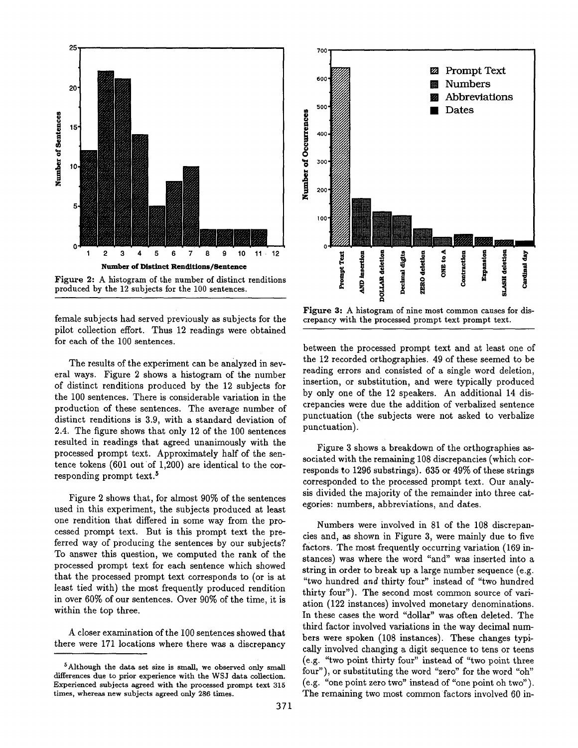Figure 2: A histogram of the number of distinct renditions produced by the 12 subjects for the 100 sentences.

Figure 3: A histogram of nine most common causes for discrepancy with the processed prompt text prompt text.

female subjects had served previously as subjects for the pilot collection effort. Thus 12 readings were obtained for each of the 100 sentences.

The results of the experiment can be analyzed in several ways. Figure 2 shows a histogram of the number of distinct renditions produced by the 12 subjects for the 100 sentences. There is considerable variation in the production of these sentences. The average number of distinct renditions is 3.9, with a standard deviation of 2.4. The figure shows that only 12 of the 100 sentences resulted in readings that agreed unanimously with the processed prompt text. Approximately half of the sentence tokens (601 out of 1,200) are identical to the corresponding prompt text.[5]

Figure 2 shows that, for almost 90% of the sentences used in this experiment, the subjects produced at least one rendition that differed in some way from the processed prompt text. But is this prompt text the preferred way of producing the sentences by our subjects? To answer this question, we computed the rank of the processed prompt text for each sentence which showed that the processed prompt text corresponds to (or is at least tied with) the most frequently produced rendition in over 60% of our sentences. Over 90% of the time, it is within the top three.

A closer examination of the 100 sentences showed that there were 171 locations where there was a discrepancy between the processed prompt text and at least one of the 12 recorded orthographies. 49 of these seemed to be reading errors and consisted of a single word deletion, insertion, or substitution, and were typically produced by only one of the 12 speakers. An additional 14 discrepancies were due the addition of verbalized sentence punctuation (the subjects were not asked to verbalize punctuation).

Figure 3 shows a breakdown of the orthographies associated with the remaining 108 discrepancies (which corresponds to 1296 substrings). 635 or 49% of these strings corresponded to the processed prompt text. Our analysis divided the majority of the remainder into three categories: numbers, abbreviations, and dates.

Numbers were involved in 81 of the 108 discrepancies and, as shown in Figure 3, were mainly due to five factors. The most frequently occurring variation (169 instances) was where the word "and" was inserted into a string in order to break up a large number sequence (e.g. "two hundred *and* thirty four" instead of "two hundred thirty four"). The second most common source of variation (122 instances) involved monetary denominations. In these cases the word "dollar" was often deleted. The third factor involved variations in the way decimal numbers were spoken (108 instances). These changes typically involved changing a digit sequence to tens or teens (e.g. "two point thirty four" instead of "two point three four"), or substituting the word "zero" for the word "oh" (e.g. "one point zero two" instead of "one point oh two"). The remaining two most common factors involved 60 in-

[5] Although the data set size is small, we observed only small differences due to prior experience with the WSJ data collection. Experienced subjects agreed with the processed prompt text 315 times, whereas new subjects agreed only 286 times.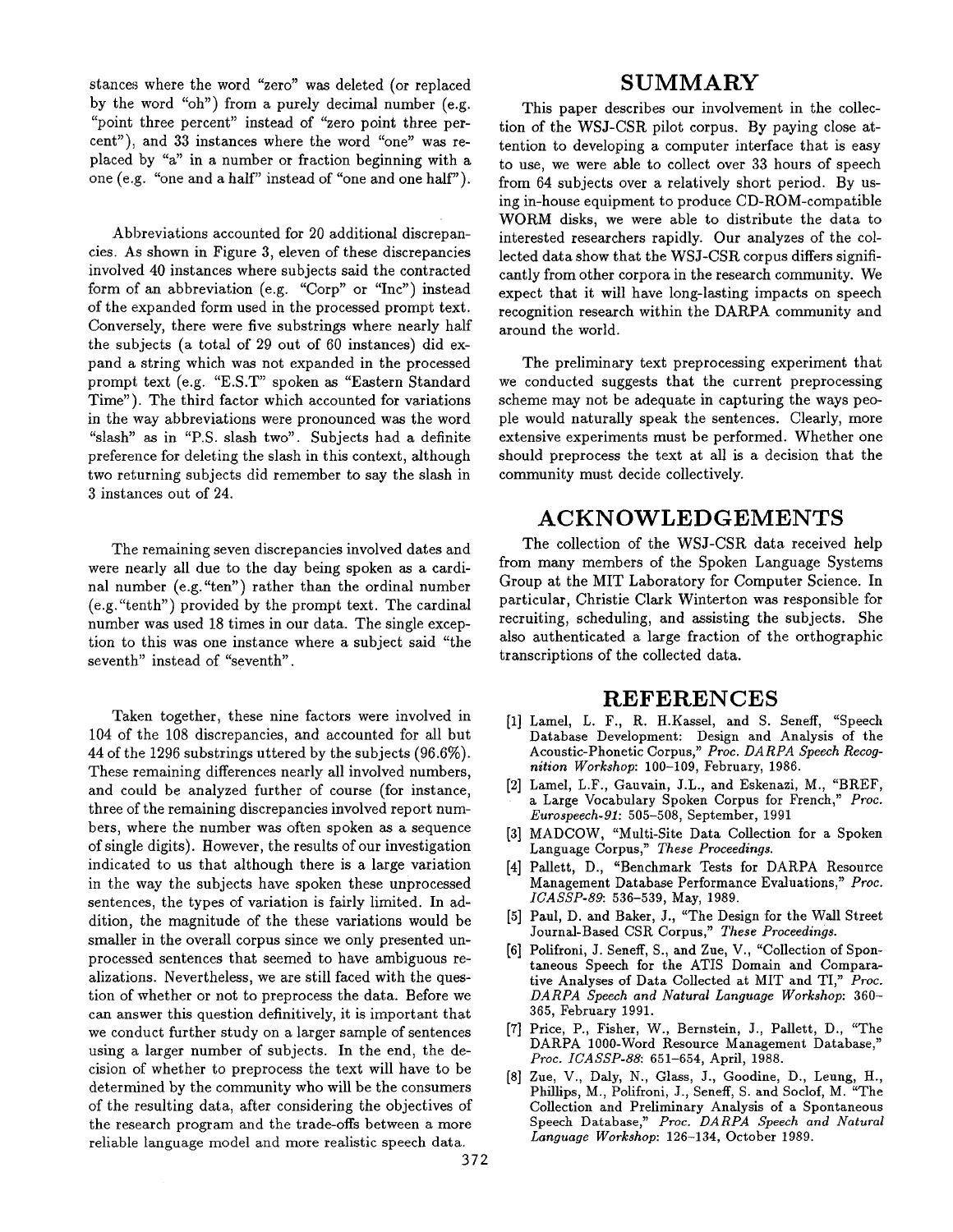stances where the word "zero" was deleted (or replaced by the word "oh") from a purely decimal number (e.g. "point three percent" instead of "zero point three percent"), and 33 instances where the word "one" was replaced by "a" in a number or fraction beginning with a one (e.g. "one and a half" instead of "one and one half").

Abbreviations accounted for 20 additional discrepancies. As shown in Figure 3, eleven of these discrepancies involved 40 instances where subjects said the contracted form of an abbreviation (e.g. "Corp" or "Inc") instead of the expanded form used in the processed prompt text. Conversely, there were five substrings where nearly half the subjects (a total of 29 out of 60 instances) did expand a string which was not expanded in the processed prompt text (e.g. "E.S.T" spoken as "Eastern Standard Time"). The third factor which accounted for variations in the way abbreviations were pronounced was the word "slash" as in "P.S. slash two". Subjects had a definite preference for deleting the slash in this context, although two returning subjects did remember to say the slash in 3 instances out of 24.

The remaining seven discrepancies involved dates and were nearly all due to the day being spoken as a cardinal number (e.g. "ten") rather than the ordinal number (e.g. "tenth") provided by the prompt text. The cardinal number was used 18 times in our data. The single exception to this was one instance where a subject said "the seventh" instead of "seventh".

Taken together, these nine factors were involved in 104 of the 108 discrepancies, and accounted for all but 44 of the 1296 substrings uttered by the subjects (96.6%). These remaining differences nearly all involved numbers, and could be analyzed further of course (for instance, three of the remaining discrepancies involved report numbers, where the number was often spoken as a sequence of single digits). However, the results of our investigation indicated to us that although there is a large variation in the way the subjects have spoken these unprocessed sentences, the types of variation is fairly limited. In addition, the magnitude of the these variations would be smaller in the overall corpus since we only presented unprocessed sentences that seemed to have ambiguous realizations. Nevertheless, we are still faced with the question of whether or not to preprocess the data. Before we can answer this question definitively, it is important that we conduct further study on a larger sample of sentences using a larger number of subjects. In the end, the decision of whether to preprocess the text will have to be determined by the community who will be the consumers of the resulting data, after considering the objectives of the research program and the trade-offs between a more reliable language model and more realistic speech data.

# SUMMARY

This paper describes our involvement in the collection of the WSJ-CSR pilot corpus. By paying close attention to developing a computer interface that is easy to use, we were able to collect over 33 hours of speech from 64 subjects over a relatively short period. By using in-house equipment to produce CD-ROM-compatible WORM disks, we were able to distribute the data to interested researchers rapidly. Our analyzes of the collected data show that the WSJ-CSR corpus differs significantly from other corpora in the research community. We expect that it will have long-lasting impacts on speech recognition research within the DARPA community and around the world.

The preliminary text preprocessing experiment that we conducted suggests that the current preprocessing scheme may not be adequate in capturing the ways people would naturally speak the sentences. Clearly, more extensive experiments must be performed. Whether one should preprocess the text at all is a decision that the community must decide collectively.

# ACKNOWLEDGEMENTS

The collection of the WSJ-CSR data received help from many members of the Spoken Language Systems Group at the MIT Laboratory for Computer Science. In particular, Christie Clark Winterton was responsible for recruiting, scheduling, and assisting the subjects. She also authenticated a large fraction of the orthographic transcriptions of the collected data.

# REFERENCES

[1] Lamel, L. F., R. H.Kassel, and S. Seneff, "Speech Database Development: Design and Analysis of the Acoustic-Phonetic Corpus," *Proc. DARPA Speech Recognition Workshop*: 100–109, February, 1986.

[2] Lamel, L.F., Gauvain, J.L., and Eskenazi, M., "BREF, a Large Vocabulary Spoken Corpus for French," *Proc. Eurospeech-91*: 505–508, September, 1991

[3] MADCOW, "Multi-Site Data Collection for a Spoken Language Corpus," *These Proceedings*.

[4] Pallett, D., "Benchmark Tests for DARPA Resource Management Database Performance Evaluations," *Proc. ICASSP-89*: 536–539, May, 1989.

[5] Paul, D. and Baker, J., "The Design for the Wall Street Journal-Based CSR Corpus," *These Proceedings*.

[6] Polifroni, J. Seneff, S., and Zue, V., "Collection of Spontaneous Speech for the ATIS Domain and Comparative Analyses of Data Collected at MIT and TI," *Proc. DARPA Speech and Natural Language Workshop*: 360–365, February 1991.

[7] Price, P., Fisher, W., Bernstein, J., Pallett, D., "The DARPA 1000-Word Resource Management Database," *Proc. ICASSP-88*: 651–654, April, 1988.

[8] Zue, V., Daly, N., Glass, J., Goodine, D., Leung, H., Phillips, M., Polifroni, J., Seneff, S. and Soclof, M. "The Collection and Preliminary Analysis of a Spontaneous Speech Database," *Proc. DARPA Speech and Natural Language Workshop*: 126–134, October 1989.